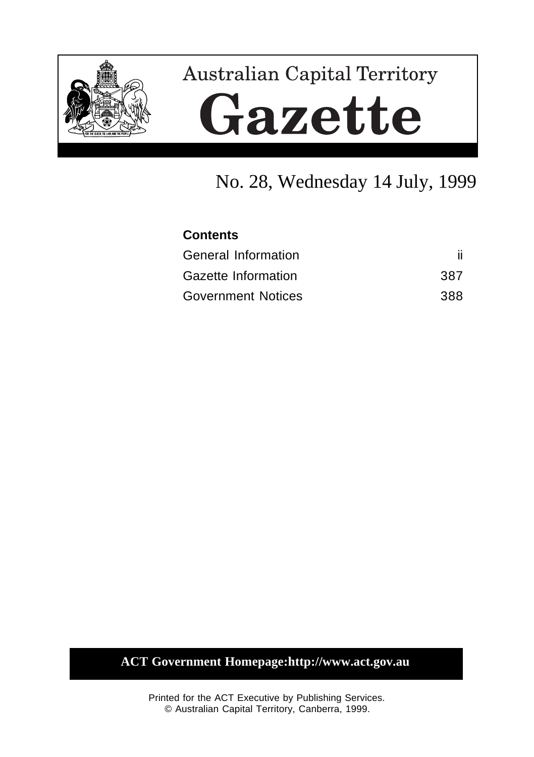# Australian Capital Territory

# Gazette

## No. 28, Wednesday 14 July, 1999

**Contents**

| | |
|---|---|
| General Information | ii |
| Gazette Information | 387 |
| Government Notices | 388 |

**ACT Government Homepage:http://www.act.gov.au**

Printed for the ACT Executive by Publishing Services.
© Australian Capital Territory, Canberra, 1999.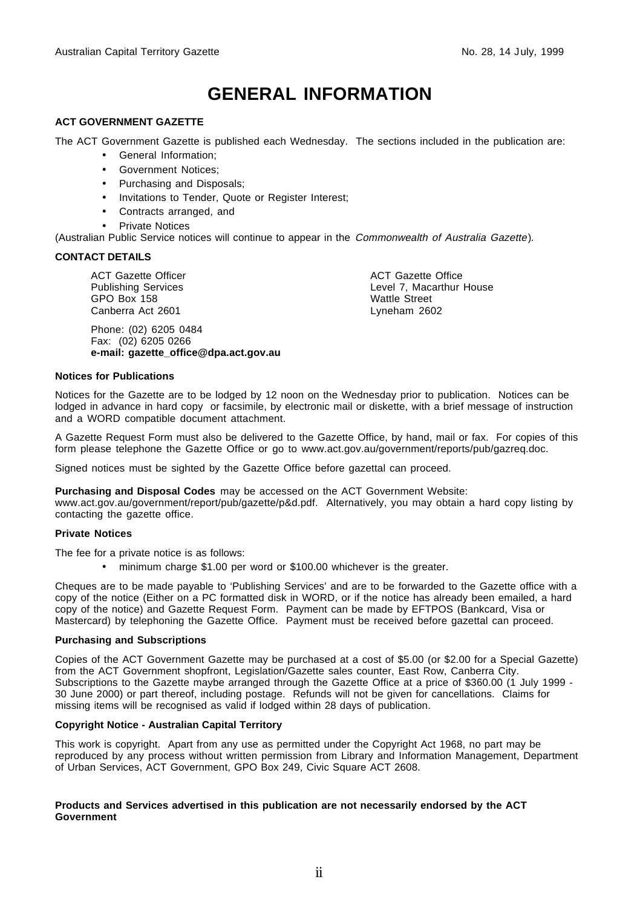# GENERAL INFORMATION

## ACT GOVERNMENT GAZETTE

The ACT Government Gazette is published each Wednesday. The sections included in the publication are:

- General Information;
- Government Notices;
- Purchasing and Disposals;
- Invitations to Tender, Quote or Register Interest;
- Contracts arranged, and
- Private Notices

(Australian Public Service notices will continue to appear in the *Commonwealth of Australia Gazette*).

## CONTACT DETAILS

ACT Gazette Officer
Publishing Services
GPO Box 158
Canberra Act 2601

ACT Gazette Office
Level 7, Macarthur House
Wattle Street
Lyneham 2602

Phone: (02) 6205 0484
Fax: (02) 6205 0266
**e-mail: gazette_office@dpa.act.gov.au**

### Notices for Publications

Notices for the Gazette are to be lodged by 12 noon on the Wednesday prior to publication. Notices can be lodged in advance in hard copy or facsimile, by electronic mail or diskette, with a brief message of instruction and a WORD compatible document attachment.

A Gazette Request Form must also be delivered to the Gazette Office, by hand, mail or fax. For copies of this form please telephone the Gazette Office or go to www.act.gov.au/government/reports/pub/gazreq.doc.

Signed notices must be sighted by the Gazette Office before gazettal can proceed.

**Purchasing and Disposal Codes** may be accessed on the ACT Government Website: www.act.gov.au/government/report/pub/gazette/p&d.pdf. Alternatively, you may obtain a hard copy listing by contacting the gazette office.

### Private Notices

The fee for a private notice is as follows:

- minimum charge $1.00 per word or $100.00 whichever is the greater.

Cheques are to be made payable to 'Publishing Services' and are to be forwarded to the Gazette office with a copy of the notice (Either on a PC formatted disk in WORD, or if the notice has already been emailed, a hard copy of the notice) and Gazette Request Form. Payment can be made by EFTPOS (Bankcard, Visa or Mastercard) by telephoning the Gazette Office. Payment must be received before gazettal can proceed.

### Purchasing and Subscriptions

Copies of the ACT Government Gazette may be purchased at a cost of $5.00 (or $2.00 for a Special Gazette) from the ACT Government shopfront, Legislation/Gazette sales counter, East Row, Canberra City. Subscriptions to the Gazette maybe arranged through the Gazette Office at a price of $360.00 (1 July 1999 - 30 June 2000) or part thereof, including postage. Refunds will not be given for cancellations. Claims for missing items will be recognised as valid if lodged within 28 days of publication.

### Copyright Notice - Australian Capital Territory

This work is copyright. Apart from any use as permitted under the Copyright Act 1968, no part may be reproduced by any process without written permission from Library and Information Management, Department of Urban Services, ACT Government, GPO Box 249, Civic Square ACT 2608.

**Products and Services advertised in this publication are not necessarily endorsed by the ACT Government**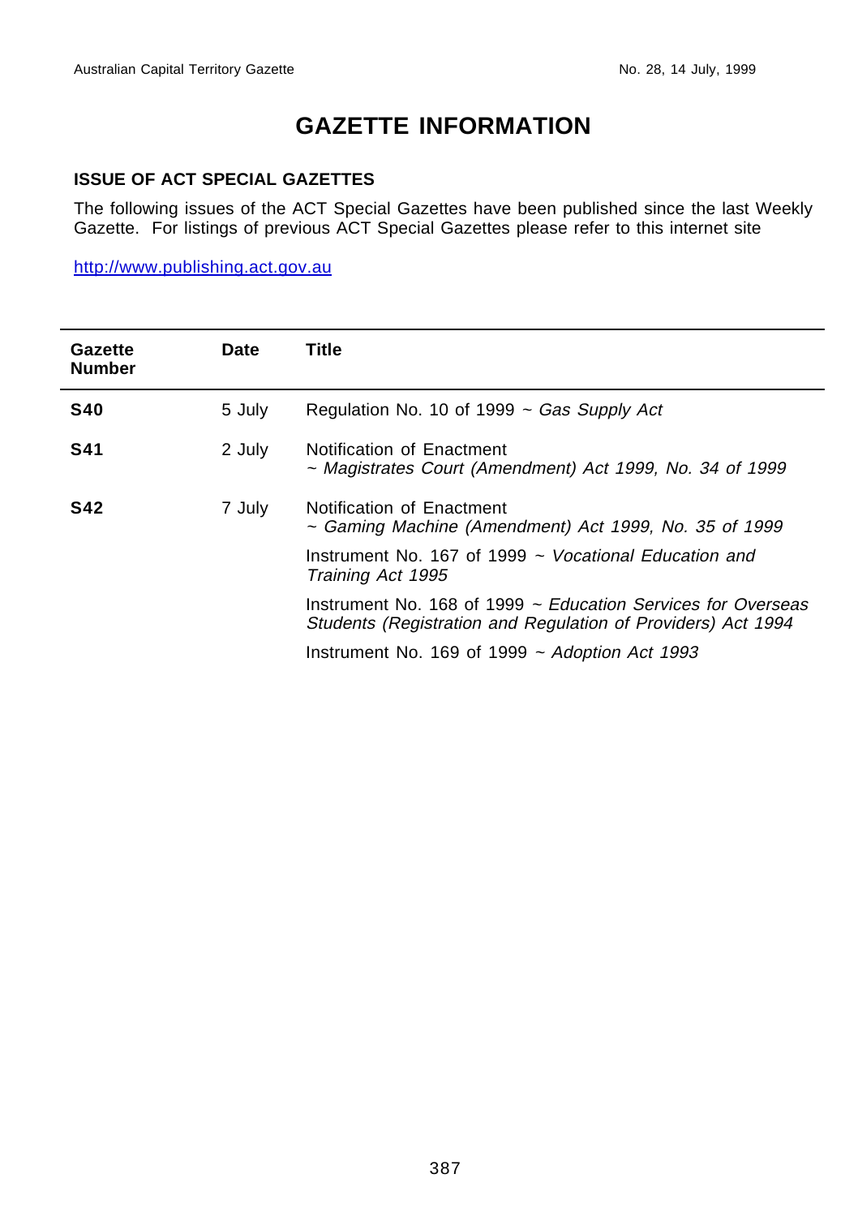# GAZETTE INFORMATION

### ISSUE OF ACT SPECIAL GAZETTES

The following issues of the ACT Special Gazettes have been published since the last Weekly Gazette. For listings of previous ACT Special Gazettes please refer to this internet site

http://www.publishing.act.gov.au

| Gazette Number | Date | Title |
|---|---|---|
| **S40** | 5 July | Regulation No. 10 of 1999 ~ *Gas Supply Act* |
| **S41** | 2 July | Notification of Enactment ~ *Magistrates Court (Amendment) Act 1999, No. 34 of 1999* |
| **S42** | 7 July | Notification of Enactment ~ *Gaming Machine (Amendment) Act 1999, No. 35 of 1999* |
| | | Instrument No. 167 of 1999 ~ *Vocational Education and Training Act 1995* |
| | | Instrument No. 168 of 1999 ~ *Education Services for Overseas Students (Registration and Regulation of Providers) Act 1994* |
| | | Instrument No. 169 of 1999 ~ *Adoption Act 1993* |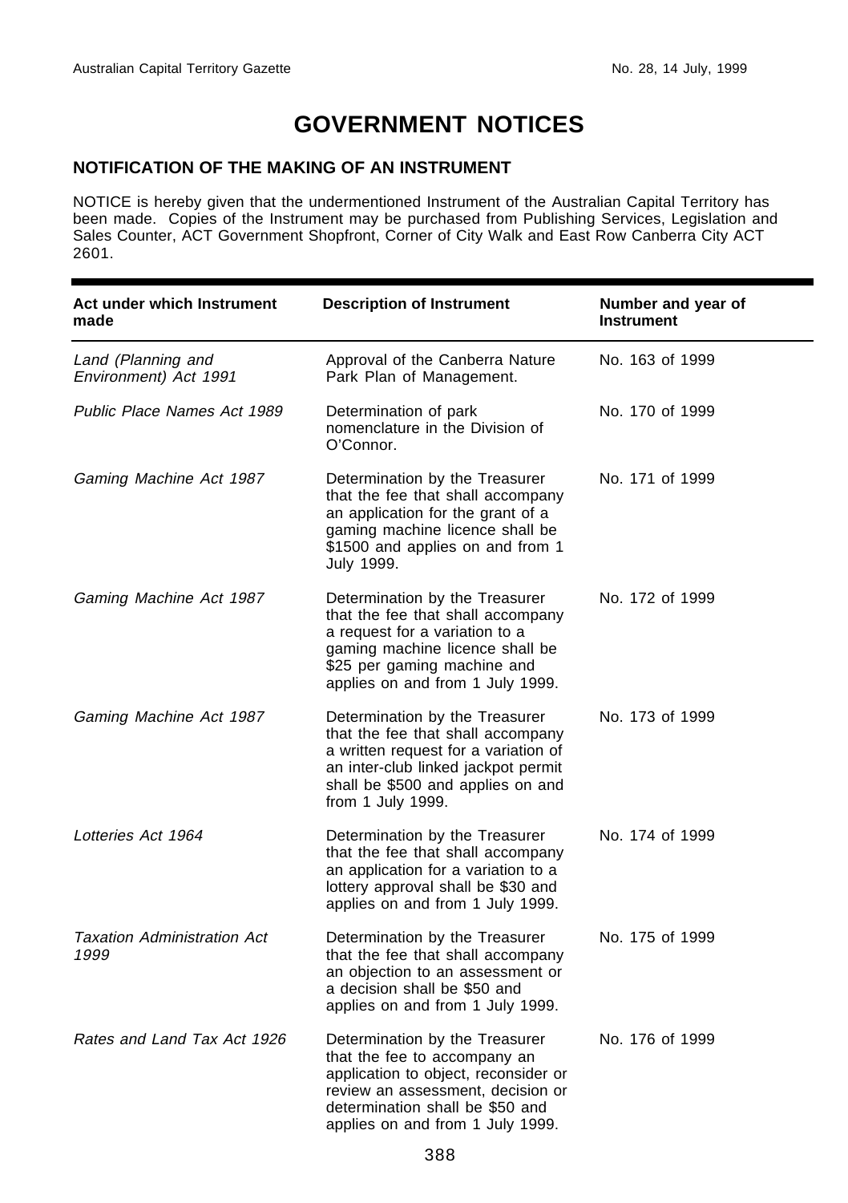# GOVERNMENT NOTICES

## NOTIFICATION OF THE MAKING OF AN INSTRUMENT

NOTICE is hereby given that the undermentioned Instrument of the Australian Capital Territory has been made. Copies of the Instrument may be purchased from Publishing Services, Legislation and Sales Counter, ACT Government Shopfront, Corner of City Walk and East Row Canberra City ACT 2601.

| Act under which Instrument made | Description of Instrument | Number and year of Instrument |
|---|---|---|
| *Land (Planning and Environment) Act 1991* | Approval of the Canberra Nature Park Plan of Management. | No. 163 of 1999 |
| *Public Place Names Act 1989* | Determination of park nomenclature in the Division of O'Connor. | No. 170 of 1999 |
| *Gaming Machine Act 1987* | Determination by the Treasurer that the fee that shall accompany an application for the grant of a gaming machine licence shall be \$1500 and applies on and from 1 July 1999. | No. 171 of 1999 |
| *Gaming Machine Act 1987* | Determination by the Treasurer that the fee that shall accompany a request for a variation to a gaming machine licence shall be \$25 per gaming machine and applies on and from 1 July 1999. | No. 172 of 1999 |
| *Gaming Machine Act 1987* | Determination by the Treasurer that the fee that shall accompany a written request for a variation of an inter-club linked jackpot permit shall be \$500 and applies on and from 1 July 1999. | No. 173 of 1999 |
| *Lotteries Act 1964* | Determination by the Treasurer that the fee that shall accompany an application for a variation to a lottery approval shall be \$30 and applies on and from 1 July 1999. | No. 174 of 1999 |
| *Taxation Administration Act 1999* | Determination by the Treasurer that the fee that shall accompany an objection to an assessment or a decision shall be \$50 and applies on and from 1 July 1999. | No. 175 of 1999 |
| *Rates and Land Tax Act 1926* | Determination by the Treasurer that the fee to accompany an application to object, reconsider or review an assessment, decision or determination shall be \$50 and applies on and from 1 July 1999. | No. 176 of 1999 |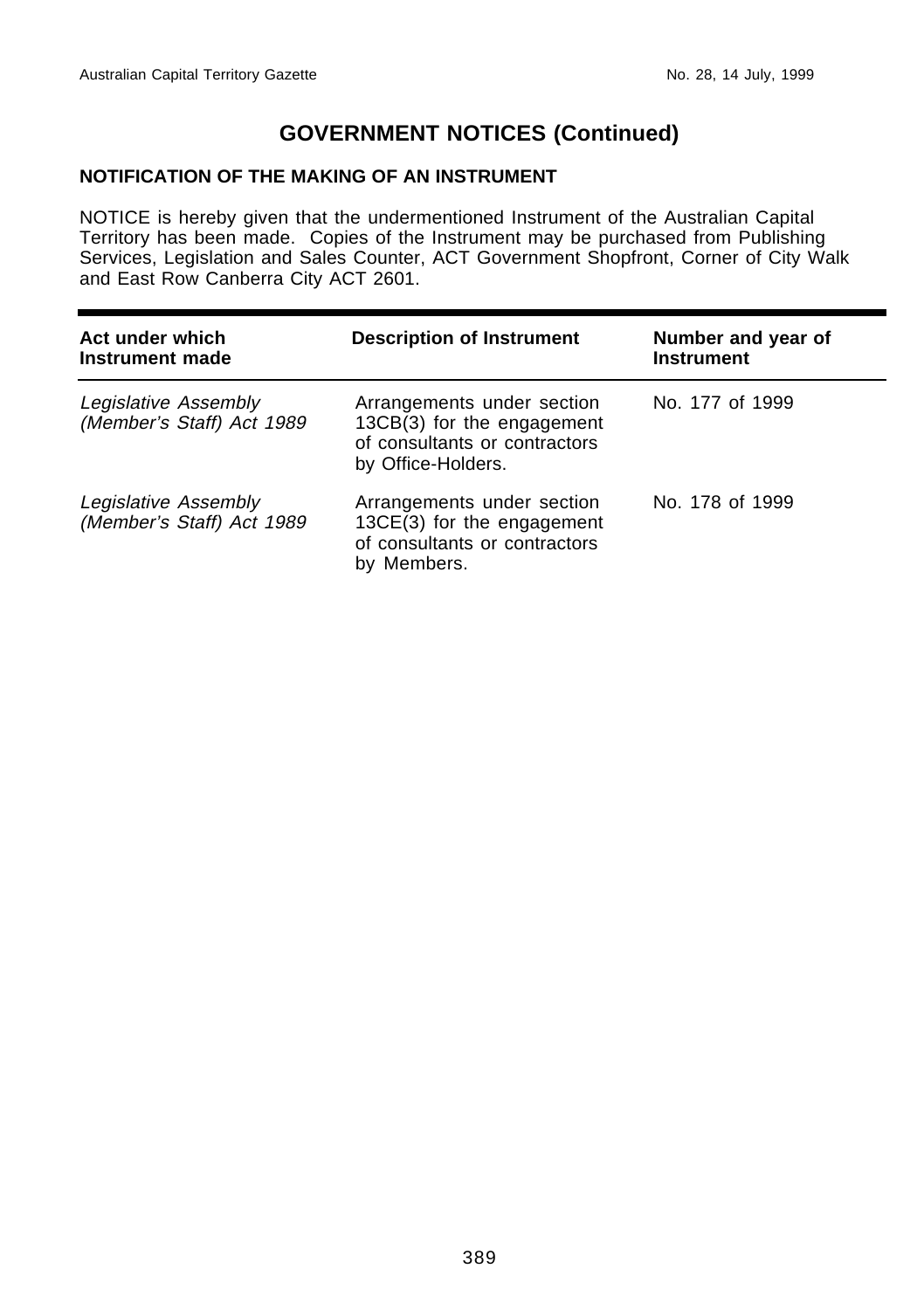# GOVERNMENT NOTICES (Continued)

## NOTIFICATION OF THE MAKING OF AN INSTRUMENT

NOTICE is hereby given that the undermentioned Instrument of the Australian Capital Territory has been made. Copies of the Instrument may be purchased from Publishing Services, Legislation and Sales Counter, ACT Government Shopfront, Corner of City Walk and East Row Canberra City ACT 2601.

| Act under which Instrument made | Description of Instrument | Number and year of Instrument |
|---|---|---|
| *Legislative Assembly (Member's Staff) Act 1989* | Arrangements under section 13CB(3) for the engagement of consultants or contractors by Office-Holders. | No. 177 of 1999 |
| *Legislative Assembly (Member's Staff) Act 1989* | Arrangements under section 13CE(3) for the engagement of consultants or contractors by Members. | No. 178 of 1999 |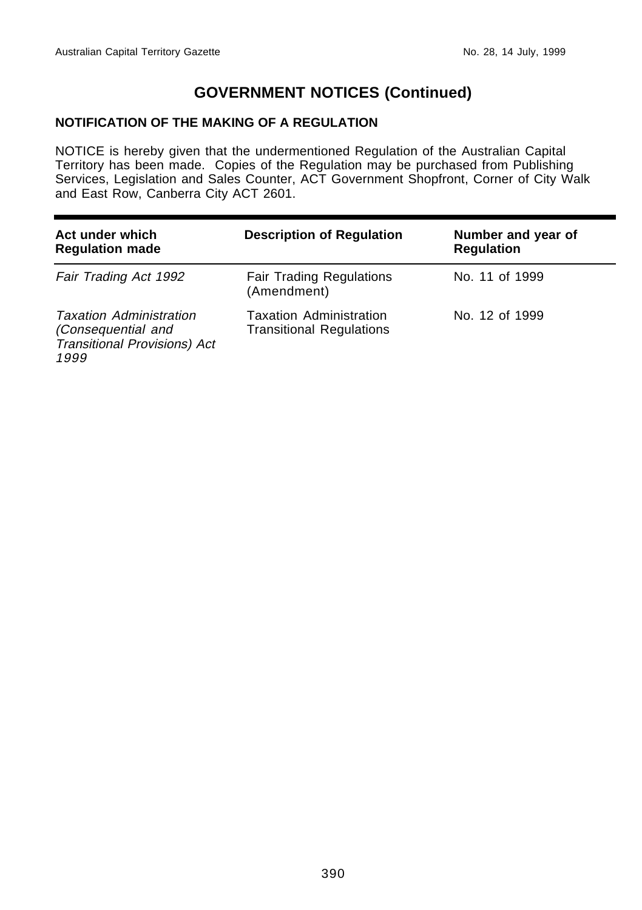# GOVERNMENT NOTICES (Continued)

## NOTIFICATION OF THE MAKING OF A REGULATION

NOTICE is hereby given that the undermentioned Regulation of the Australian Capital Territory has been made. Copies of the Regulation may be purchased from Publishing Services, Legislation and Sales Counter, ACT Government Shopfront, Corner of City Walk and East Row, Canberra City ACT 2601.

| Act under which Regulation made | Description of Regulation | Number and year of Regulation |
| --- | --- | --- |
| *Fair Trading Act 1992* | Fair Trading Regulations (Amendment) | No. 11 of 1999 |
| *Taxation Administration (Consequential and Transitional Provisions) Act 1999* | Taxation Administration Transitional Regulations | No. 12 of 1999 |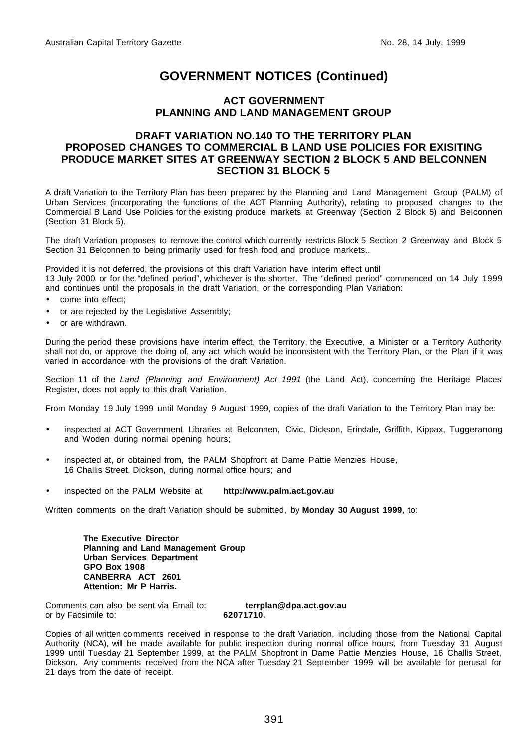# GOVERNMENT NOTICES (Continued)

## ACT GOVERNMENT
## PLANNING AND LAND MANAGEMENT GROUP

### DRAFT VARIATION NO.140 TO THE TERRITORY PLAN PROPOSED CHANGES TO COMMERCIAL B LAND USE POLICIES FOR EXISITING PRODUCE MARKET SITES AT GREENWAY SECTION 2 BLOCK 5 AND BELCONNEN SECTION 31 BLOCK 5

A draft Variation to the Territory Plan has been prepared by the Planning and Land Management Group (PALM) of Urban Services (incorporating the functions of the ACT Planning Authority), relating to proposed changes to the Commercial B Land Use Policies for the existing produce markets at Greenway (Section 2 Block 5) and Belconnen (Section 31 Block 5).

The draft Variation proposes to remove the control which currently restricts Block 5 Section 2 Greenway and Block 5 Section 31 Belconnen to being primarily used for fresh food and produce markets..

Provided it is not deferred, the provisions of this draft Variation have interim effect until 13 July 2000 or for the "defined period", whichever is the shorter. The "defined period" commenced on 14 July 1999 and continues until the proposals in the draft Variation, or the corresponding Plan Variation:

- come into effect;
- or are rejected by the Legislative Assembly;
- or are withdrawn.

During the period these provisions have interim effect, the Territory, the Executive, a Minister or a Territory Authority shall not do, or approve the doing of, any act which would be inconsistent with the Territory Plan, or the Plan if it was varied in accordance with the provisions of the draft Variation.

Section 11 of the *Land (Planning and Environment) Act 1991* (the Land Act), concerning the Heritage Places Register, does not apply to this draft Variation.

From Monday 19 July 1999 until Monday 9 August 1999, copies of the draft Variation to the Territory Plan may be:

- inspected at ACT Government Libraries at Belconnen, Civic, Dickson, Erindale, Griffith, Kippax, Tuggeranong and Woden during normal opening hours;
- inspected at, or obtained from, the PALM Shopfront at Dame Pattie Menzies House, 16 Challis Street, Dickson, during normal office hours; and
- inspected on the PALM Website at **http://www.palm.act.gov.au**

Written comments on the draft Variation should be submitted, by **Monday 30 August 1999**, to:

**The Executive Director**
**Planning and Land Management Group**
**Urban Services Department**
**GPO Box 1908**
**CANBERRA ACT 2601**
**Attention: Mr P Harris.**

Comments can also be sent via Email to: **terrplan@dpa.act.gov.au**
or by Facsimile to: **62071710.**

Copies of all written comments received in response to the draft Variation, including those from the National Capital Authority (NCA), will be made available for public inspection during normal office hours, from Tuesday 31 August 1999 until Tuesday 21 September 1999, at the PALM Shopfront in Dame Pattie Menzies House, 16 Challis Street, Dickson. Any comments received from the NCA after Tuesday 21 September 1999 will be available for perusal for 21 days from the date of receipt.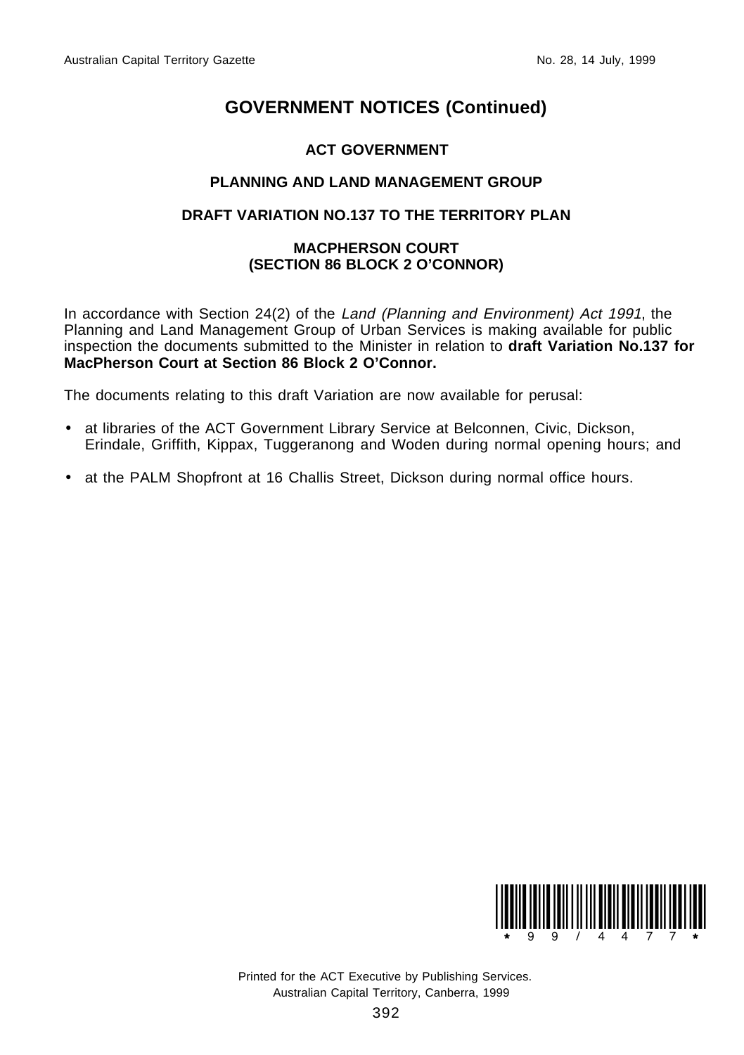# GOVERNMENT NOTICES (Continued)

## ACT GOVERNMENT

## PLANNING AND LAND MANAGEMENT GROUP

## DRAFT VARIATION NO.137 TO THE TERRITORY PLAN

### MACPHERSON COURT (SECTION 86 BLOCK 2 O'CONNOR)

In accordance with Section 24(2) of the *Land (Planning and Environment) Act 1991*, the Planning and Land Management Group of Urban Services is making available for public inspection the documents submitted to the Minister in relation to **draft Variation No.137 for MacPherson Court at Section 86 Block 2 O'Connor.**

The documents relating to this draft Variation are now available for perusal:

- at libraries of the ACT Government Library Service at Belconnen, Civic, Dickson, Erindale, Griffith, Kippax, Tuggeranong and Woden during normal opening hours; and
- at the PALM Shopfront at 16 Challis Street, Dickson during normal office hours.

*99/4477*

Printed for the ACT Executive by Publishing Services.
Australian Capital Territory, Canberra, 1999